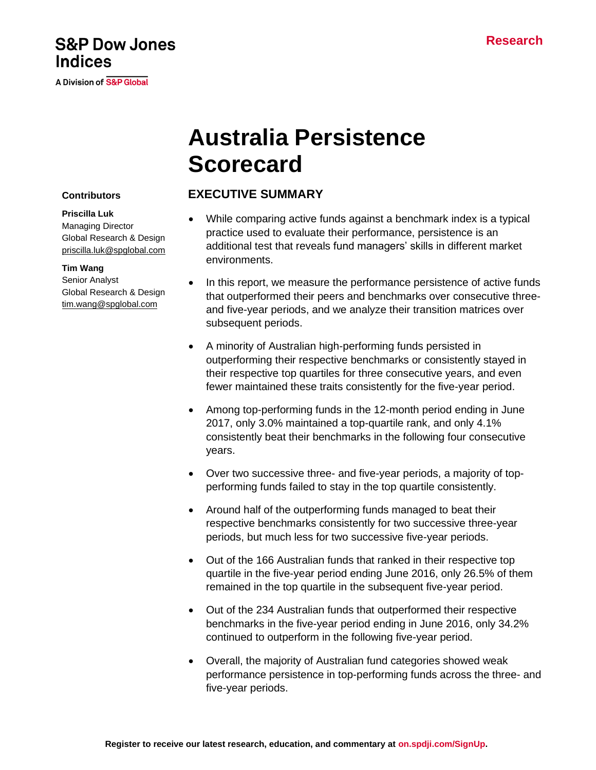**S&P Dow Jones Indices**

A Division of S&P Global

Research

# Australia Persistence Scorecard

**Contributors**

**Priscilla Luk**
Managing Director
Global Research & Design
priscilla.luk@spglobal.com

**Tim Wang**
Senior Analyst
Global Research & Design
tim.wang@spglobal.com

## EXECUTIVE SUMMARY

- While comparing active funds against a benchmark index is a typical practice used to evaluate their performance, persistence is an additional test that reveals fund managers' skills in different market environments.
- In this report, we measure the performance persistence of active funds that outperformed their peers and benchmarks over consecutive three- and five-year periods, and we analyze their transition matrices over subsequent periods.
- A minority of Australian high-performing funds persisted in outperforming their respective benchmarks or consistently stayed in their respective top quartiles for three consecutive years, and even fewer maintained these traits consistently for the five-year period.
- Among top-performing funds in the 12-month period ending in June 2017, only 3.0% maintained a top-quartile rank, and only 4.1% consistently beat their benchmarks in the following four consecutive years.
- Over two successive three- and five-year periods, a majority of top-performing funds failed to stay in the top quartile consistently.
- Around half of the outperforming funds managed to beat their respective benchmarks consistently for two successive three-year periods, but much less for two successive five-year periods.
- Out of the 166 Australian funds that ranked in their respective top quartile in the five-year period ending June 2016, only 26.5% of them remained in the top quartile in the subsequent five-year period.
- Out of the 234 Australian funds that outperformed their respective benchmarks in the five-year period ending in June 2016, only 34.2% continued to outperform in the following five-year period.
- Overall, the majority of Australian fund categories showed weak performance persistence in top-performing funds across the three- and five-year periods.

**Register to receive our latest research, education, and commentary at on.spdji.com/SignUp.**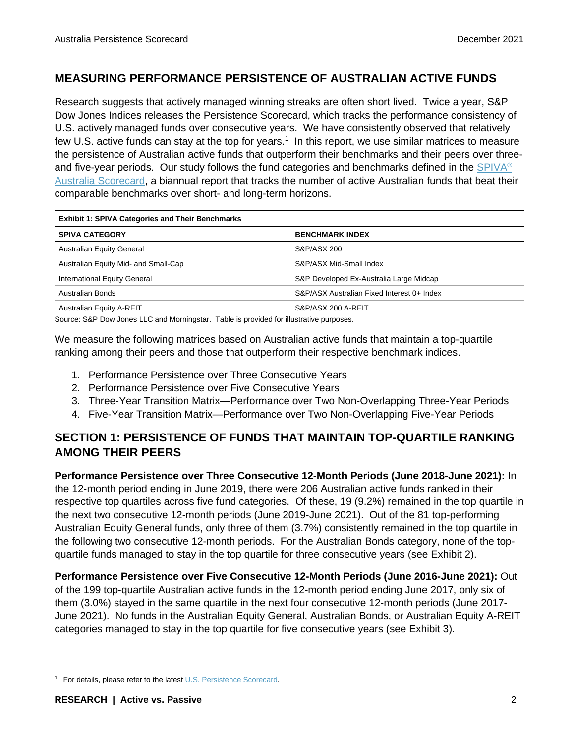## MEASURING PERFORMANCE PERSISTENCE OF AUSTRALIAN ACTIVE FUNDS

Research suggests that actively managed winning streaks are often short lived. Twice a year, S&P Dow Jones Indices releases the Persistence Scorecard, which tracks the performance consistency of U.S. actively managed funds over consecutive years. We have consistently observed that relatively few U.S. active funds can stay at the top for years.[1] In this report, we use similar matrices to measure the persistence of Australian active funds that outperform their benchmarks and their peers over three- and five-year periods. Our study follows the fund categories and benchmarks defined in the SPIVA® Australia Scorecard, a biannual report that tracks the number of active Australian funds that beat their comparable benchmarks over short- and long-term horizons.

**Exhibit 1: SPIVA Categories and Their Benchmarks**

| SPIVA CATEGORY | BENCHMARK INDEX |
|---|---|
| Australian Equity General | S&P/ASX 200 |
| Australian Equity Mid- and Small-Cap | S&P/ASX Mid-Small Index |
| International Equity General | S&P Developed Ex-Australia Large Midcap |
| Australian Bonds | S&P/ASX Australian Fixed Interest 0+ Index |
| Australian Equity A-REIT | S&P/ASX 200 A-REIT |

Source: S&P Dow Jones LLC and Morningstar. Table is provided for illustrative purposes.

We measure the following matrices based on Australian active funds that maintain a top-quartile ranking among their peers and those that outperform their respective benchmark indices.

1. Performance Persistence over Three Consecutive Years
2. Performance Persistence over Five Consecutive Years
3. Three-Year Transition Matrix—Performance over Two Non-Overlapping Three-Year Periods
4. Five-Year Transition Matrix—Performance over Two Non-Overlapping Five-Year Periods

## SECTION 1: PERSISTENCE OF FUNDS THAT MAINTAIN TOP-QUARTILE RANKING AMONG THEIR PEERS

**Performance Persistence over Three Consecutive 12-Month Periods (June 2018-June 2021):** In the 12-month period ending in June 2019, there were 206 Australian active funds ranked in their respective top quartiles across five fund categories. Of these, 19 (9.2%) remained in the top quartile in the next two consecutive 12-month periods (June 2019-June 2021). Out of the 81 top-performing Australian Equity General funds, only three of them (3.7%) consistently remained in the top quartile in the following two consecutive 12-month periods. For the Australian Bonds category, none of the top-quartile funds managed to stay in the top quartile for three consecutive years (see Exhibit 2).

**Performance Persistence over Five Consecutive 12-Month Periods (June 2016-June 2021):** Out of the 199 top-quartile Australian active funds in the 12-month period ending June 2017, only six of them (3.0%) stayed in the same quartile in the next four consecutive 12-month periods (June 2017-June 2021). No funds in the Australian Equity General, Australian Bonds, or Australian Equity A-REIT categories managed to stay in the top quartile for five consecutive years (see Exhibit 3).

[1] For details, please refer to the latest U.S. Persistence Scorecard.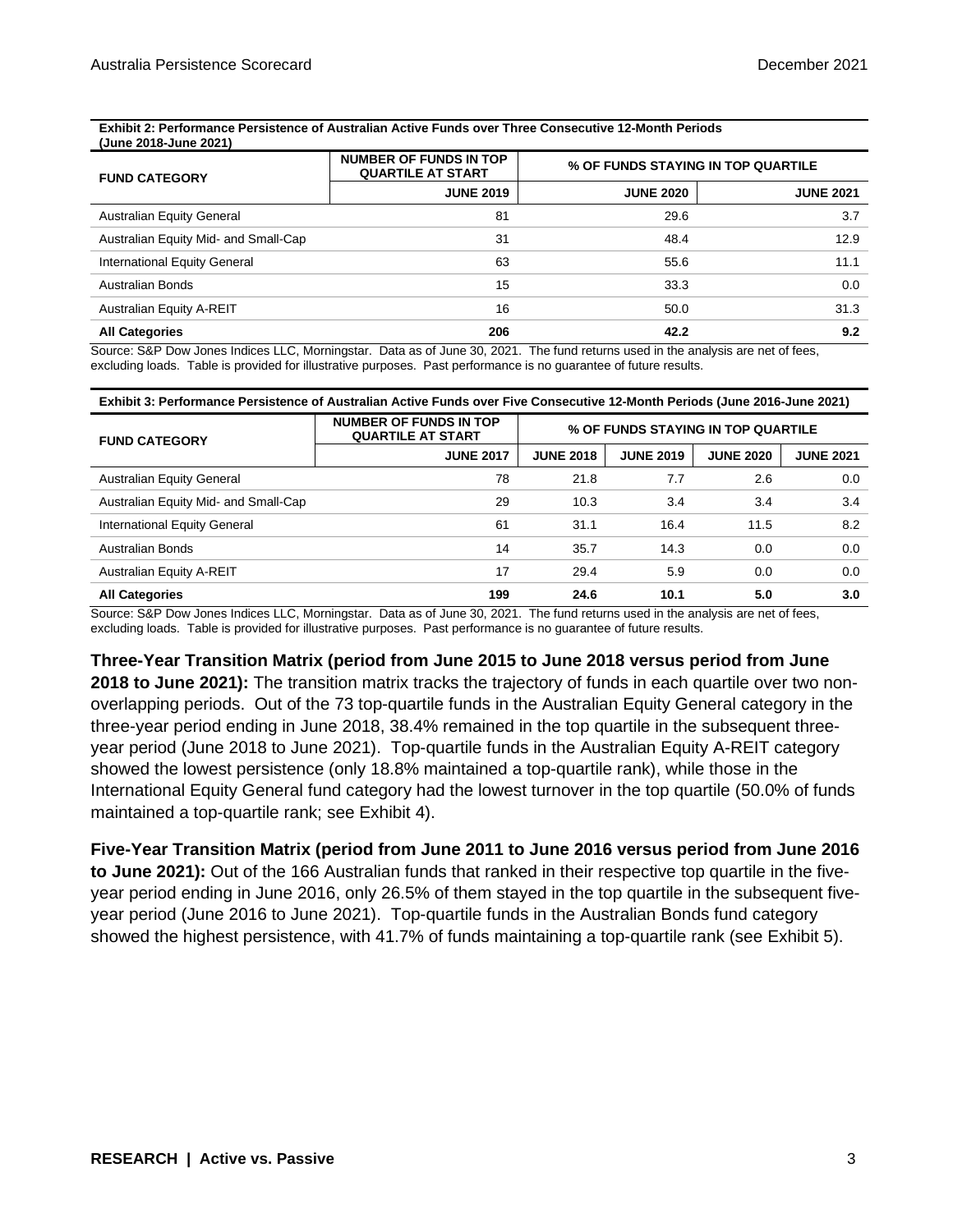**Exhibit 2: Performance Persistence of Australian Active Funds over Three Consecutive 12-Month Periods (June 2018-June 2021)**

| FUND CATEGORY | NUMBER OF FUNDS IN TOP QUARTILE AT START | % OF FUNDS STAYING IN TOP QUARTILE | |
|---|---|---|---|
| | JUNE 2019 | JUNE 2020 | JUNE 2021 |
| Australian Equity General | 81 | 29.6 | 3.7 |
| Australian Equity Mid- and Small-Cap | 31 | 48.4 | 12.9 |
| International Equity General | 63 | 55.6 | 11.1 |
| Australian Bonds | 15 | 33.3 | 0.0 |
| Australian Equity A-REIT | 16 | 50.0 | 31.3 |
| **All Categories** | **206** | **42.2** | **9.2** |

Source: S&P Dow Jones Indices LLC, Morningstar. Data as of June 30, 2021. The fund returns used in the analysis are net of fees, excluding loads. Table is provided for illustrative purposes. Past performance is no guarantee of future results.

**Exhibit 3: Performance Persistence of Australian Active Funds over Five Consecutive 12-Month Periods (June 2016-June 2021)**

| FUND CATEGORY | NUMBER OF FUNDS IN TOP QUARTILE AT START | % OF FUNDS STAYING IN TOP QUARTILE | | | |
|---|---|---|---|---|---|
| | JUNE 2017 | JUNE 2018 | JUNE 2019 | JUNE 2020 | JUNE 2021 |
| Australian Equity General | 78 | 21.8 | 7.7 | 2.6 | 0.0 |
| Australian Equity Mid- and Small-Cap | 29 | 10.3 | 3.4 | 3.4 | 3.4 |
| International Equity General | 61 | 31.1 | 16.4 | 11.5 | 8.2 |
| Australian Bonds | 14 | 35.7 | 14.3 | 0.0 | 0.0 |
| Australian Equity A-REIT | 17 | 29.4 | 5.9 | 0.0 | 0.0 |
| **All Categories** | **199** | **24.6** | **10.1** | **5.0** | **3.0** |

Source: S&P Dow Jones Indices LLC, Morningstar. Data as of June 30, 2021. The fund returns used in the analysis are net of fees, excluding loads. Table is provided for illustrative purposes. Past performance is no guarantee of future results.

**Three-Year Transition Matrix (period from June 2015 to June 2018 versus period from June 2018 to June 2021):** The transition matrix tracks the trajectory of funds in each quartile over two non-overlapping periods. Out of the 73 top-quartile funds in the Australian Equity General category in the three-year period ending in June 2018, 38.4% remained in the top quartile in the subsequent three-year period (June 2018 to June 2021). Top-quartile funds in the Australian Equity A-REIT category showed the lowest persistence (only 18.8% maintained a top-quartile rank), while those in the International Equity General fund category had the lowest turnover in the top quartile (50.0% of funds maintained a top-quartile rank; see Exhibit 4).

**Five-Year Transition Matrix (period from June 2011 to June 2016 versus period from June 2016 to June 2021):** Out of the 166 Australian funds that ranked in their respective top quartile in the five-year period ending in June 2016, only 26.5% of them stayed in the top quartile in the subsequent five-year period (June 2016 to June 2021). Top-quartile funds in the Australian Bonds fund category showed the highest persistence, with 41.7% of funds maintaining a top-quartile rank (see Exhibit 5).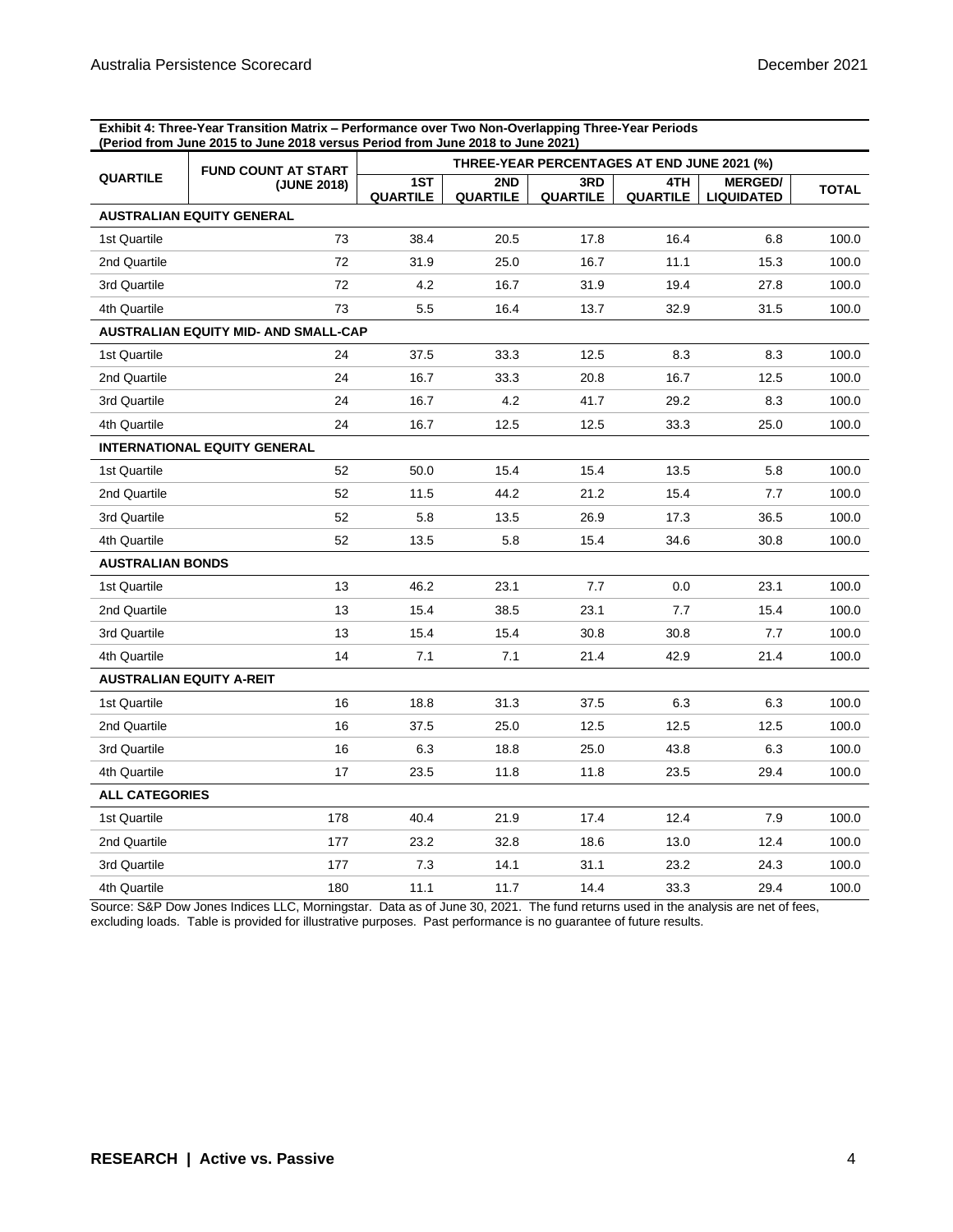**Exhibit 4: Three-Year Transition Matrix – Performance over Two Non-Overlapping Three-Year Periods (Period from June 2015 to June 2018 versus Period from June 2018 to June 2021)**

| QUARTILE | FUND COUNT AT START (JUNE 2018) | THREE-YEAR PERCENTAGES AT END JUNE 2021 (%) | | | | | |
|---|---|---|---|---|---|---|---|
| | | 1ST QUARTILE | 2ND QUARTILE | 3RD QUARTILE | 4TH QUARTILE | MERGED/ LIQUIDATED | TOTAL |
| **AUSTRALIAN EQUITY GENERAL** | | | | | | | |
| 1st Quartile | 73 | 38.4 | 20.5 | 17.8 | 16.4 | 6.8 | 100.0 |
| 2nd Quartile | 72 | 31.9 | 25.0 | 16.7 | 11.1 | 15.3 | 100.0 |
| 3rd Quartile | 72 | 4.2 | 16.7 | 31.9 | 19.4 | 27.8 | 100.0 |
| 4th Quartile | 73 | 5.5 | 16.4 | 13.7 | 32.9 | 31.5 | 100.0 |
| **AUSTRALIAN EQUITY MID- AND SMALL-CAP** | | | | | | | |
| 1st Quartile | 24 | 37.5 | 33.3 | 12.5 | 8.3 | 8.3 | 100.0 |
| 2nd Quartile | 24 | 16.7 | 33.3 | 20.8 | 16.7 | 12.5 | 100.0 |
| 3rd Quartile | 24 | 16.7 | 4.2 | 41.7 | 29.2 | 8.3 | 100.0 |
| 4th Quartile | 24 | 16.7 | 12.5 | 12.5 | 33.3 | 25.0 | 100.0 |
| **INTERNATIONAL EQUITY GENERAL** | | | | | | | |
| 1st Quartile | 52 | 50.0 | 15.4 | 15.4 | 13.5 | 5.8 | 100.0 |
| 2nd Quartile | 52 | 11.5 | 44.2 | 21.2 | 15.4 | 7.7 | 100.0 |
| 3rd Quartile | 52 | 5.8 | 13.5 | 26.9 | 17.3 | 36.5 | 100.0 |
| 4th Quartile | 52 | 13.5 | 5.8 | 15.4 | 34.6 | 30.8 | 100.0 |
| **AUSTRALIAN BONDS** | | | | | | | |
| 1st Quartile | 13 | 46.2 | 23.1 | 7.7 | 0.0 | 23.1 | 100.0 |
| 2nd Quartile | 13 | 15.4 | 38.5 | 23.1 | 7.7 | 15.4 | 100.0 |
| 3rd Quartile | 13 | 15.4 | 15.4 | 30.8 | 30.8 | 7.7 | 100.0 |
| 4th Quartile | 14 | 7.1 | 7.1 | 21.4 | 42.9 | 21.4 | 100.0 |
| **AUSTRALIAN EQUITY A-REIT** | | | | | | | |
| 1st Quartile | 16 | 18.8 | 31.3 | 37.5 | 6.3 | 6.3 | 100.0 |
| 2nd Quartile | 16 | 37.5 | 25.0 | 12.5 | 12.5 | 12.5 | 100.0 |
| 3rd Quartile | 16 | 6.3 | 18.8 | 25.0 | 43.8 | 6.3 | 100.0 |
| 4th Quartile | 17 | 23.5 | 11.8 | 11.8 | 23.5 | 29.4 | 100.0 |
| **ALL CATEGORIES** | | | | | | | |
| 1st Quartile | 178 | 40.4 | 21.9 | 17.4 | 12.4 | 7.9 | 100.0 |
| 2nd Quartile | 177 | 23.2 | 32.8 | 18.6 | 13.0 | 12.4 | 100.0 |
| 3rd Quartile | 177 | 7.3 | 14.1 | 31.1 | 23.2 | 24.3 | 100.0 |
| 4th Quartile | 180 | 11.1 | 11.7 | 14.4 | 33.3 | 29.4 | 100.0 |

Source: S&P Dow Jones Indices LLC, Morningstar. Data as of June 30, 2021. The fund returns used in the analysis are net of fees, excluding loads. Table is provided for illustrative purposes. Past performance is no guarantee of future results.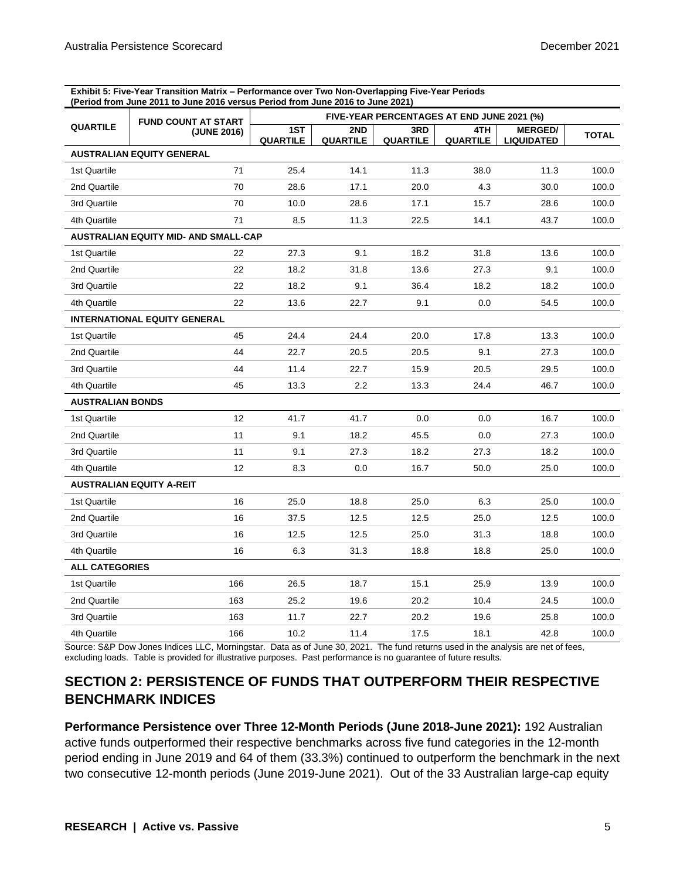**Exhibit 5: Five-Year Transition Matrix – Performance over Two Non-Overlapping Five-Year Periods (Period from June 2011 to June 2016 versus Period from June 2016 to June 2021)**

| QUARTILE | FUND COUNT AT START (JUNE 2016) | FIVE-YEAR PERCENTAGES AT END JUNE 2021 (%) | | | | | |
|---|---|---|---|---|---|---|---|
| | | 1ST QUARTILE | 2ND QUARTILE | 3RD QUARTILE | 4TH QUARTILE | MERGED/ LIQUIDATED | TOTAL |
| **AUSTRALIAN EQUITY GENERAL** | | | | | | | |
| 1st Quartile | 71 | 25.4 | 14.1 | 11.3 | 38.0 | 11.3 | 100.0 |
| 2nd Quartile | 70 | 28.6 | 17.1 | 20.0 | 4.3 | 30.0 | 100.0 |
| 3rd Quartile | 70 | 10.0 | 28.6 | 17.1 | 15.7 | 28.6 | 100.0 |
| 4th Quartile | 71 | 8.5 | 11.3 | 22.5 | 14.1 | 43.7 | 100.0 |
| **AUSTRALIAN EQUITY MID- AND SMALL-CAP** | | | | | | | |
| 1st Quartile | 22 | 27.3 | 9.1 | 18.2 | 31.8 | 13.6 | 100.0 |
| 2nd Quartile | 22 | 18.2 | 31.8 | 13.6 | 27.3 | 9.1 | 100.0 |
| 3rd Quartile | 22 | 18.2 | 9.1 | 36.4 | 18.2 | 18.2 | 100.0 |
| 4th Quartile | 22 | 13.6 | 22.7 | 9.1 | 0.0 | 54.5 | 100.0 |
| **INTERNATIONAL EQUITY GENERAL** | | | | | | | |
| 1st Quartile | 45 | 24.4 | 24.4 | 20.0 | 17.8 | 13.3 | 100.0 |
| 2nd Quartile | 44 | 22.7 | 20.5 | 20.5 | 9.1 | 27.3 | 100.0 |
| 3rd Quartile | 44 | 11.4 | 22.7 | 15.9 | 20.5 | 29.5 | 100.0 |
| 4th Quartile | 45 | 13.3 | 2.2 | 13.3 | 24.4 | 46.7 | 100.0 |
| **AUSTRALIAN BONDS** | | | | | | | |
| 1st Quartile | 12 | 41.7 | 41.7 | 0.0 | 0.0 | 16.7 | 100.0 |
| 2nd Quartile | 11 | 9.1 | 18.2 | 45.5 | 0.0 | 27.3 | 100.0 |
| 3rd Quartile | 11 | 9.1 | 27.3 | 18.2 | 27.3 | 18.2 | 100.0 |
| 4th Quartile | 12 | 8.3 | 0.0 | 16.7 | 50.0 | 25.0 | 100.0 |
| **AUSTRALIAN EQUITY A-REIT** | | | | | | | |
| 1st Quartile | 16 | 25.0 | 18.8 | 25.0 | 6.3 | 25.0 | 100.0 |
| 2nd Quartile | 16 | 37.5 | 12.5 | 12.5 | 25.0 | 12.5 | 100.0 |
| 3rd Quartile | 16 | 12.5 | 12.5 | 25.0 | 31.3 | 18.8 | 100.0 |
| 4th Quartile | 16 | 6.3 | 31.3 | 18.8 | 18.8 | 25.0 | 100.0 |
| **ALL CATEGORIES** | | | | | | | |
| 1st Quartile | 166 | 26.5 | 18.7 | 15.1 | 25.9 | 13.9 | 100.0 |
| 2nd Quartile | 163 | 25.2 | 19.6 | 20.2 | 10.4 | 24.5 | 100.0 |
| 3rd Quartile | 163 | 11.7 | 22.7 | 20.2 | 19.6 | 25.8 | 100.0 |
| 4th Quartile | 166 | 10.2 | 11.4 | 17.5 | 18.1 | 42.8 | 100.0 |

Source: S&P Dow Jones Indices LLC, Morningstar. Data as of June 30, 2021. The fund returns used in the analysis are net of fees, excluding loads. Table is provided for illustrative purposes. Past performance is no guarantee of future results.

## SECTION 2: PERSISTENCE OF FUNDS THAT OUTPERFORM THEIR RESPECTIVE BENCHMARK INDICES

**Performance Persistence over Three 12-Month Periods (June 2018-June 2021):** 192 Australian active funds outperformed their respective benchmarks across five fund categories in the 12-month period ending in June 2019 and 64 of them (33.3%) continued to outperform the benchmark in the next two consecutive 12-month periods (June 2019-June 2021). Out of the 33 Australian large-cap equity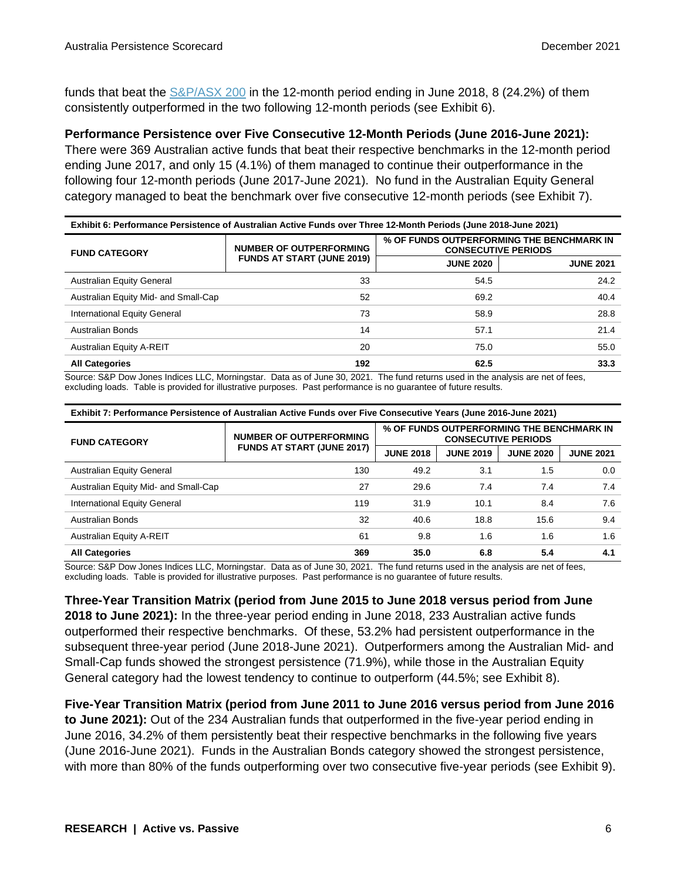funds that beat the S&P/ASX 200 in the 12-month period ending in June 2018, 8 (24.2%) of them consistently outperformed in the two following 12-month periods (see Exhibit 6).

**Performance Persistence over Five Consecutive 12-Month Periods (June 2016-June 2021):** There were 369 Australian active funds that beat their respective benchmarks in the 12-month period ending June 2017, and only 15 (4.1%) of them managed to continue their outperformance in the following four 12-month periods (June 2017-June 2021). No fund in the Australian Equity General category managed to beat the benchmark over five consecutive 12-month periods (see Exhibit 7).

**Exhibit 6: Performance Persistence of Australian Active Funds over Three 12-Month Periods (June 2018-June 2021)**

| FUND CATEGORY | NUMBER OF OUTPERFORMING FUNDS AT START (JUNE 2019) | % OF FUNDS OUTPERFORMING THE BENCHMARK IN CONSECUTIVE PERIODS | |
|---|---|---|---|
| | | JUNE 2020 | JUNE 2021 |
| Australian Equity General | 33 | 54.5 | 24.2 |
| Australian Equity Mid- and Small-Cap | 52 | 69.2 | 40.4 |
| International Equity General | 73 | 58.9 | 28.8 |
| Australian Bonds | 14 | 57.1 | 21.4 |
| Australian Equity A-REIT | 20 | 75.0 | 55.0 |
| **All Categories** | **192** | **62.5** | **33.3** |

Source: S&P Dow Jones Indices LLC, Morningstar. Data as of June 30, 2021. The fund returns used in the analysis are net of fees, excluding loads. Table is provided for illustrative purposes. Past performance is no guarantee of future results.

**Exhibit 7: Performance Persistence of Australian Active Funds over Five Consecutive Years (June 2016-June 2021)**

| FUND CATEGORY | NUMBER OF OUTPERFORMING FUNDS AT START (JUNE 2017) | % OF FUNDS OUTPERFORMING THE BENCHMARK IN CONSECUTIVE PERIODS | | | |
|---|---|---|---|---|---|
| | | JUNE 2018 | JUNE 2019 | JUNE 2020 | JUNE 2021 |
| Australian Equity General | 130 | 49.2 | 3.1 | 1.5 | 0.0 |
| Australian Equity Mid- and Small-Cap | 27 | 29.6 | 7.4 | 7.4 | 7.4 |
| International Equity General | 119 | 31.9 | 10.1 | 8.4 | 7.6 |
| Australian Bonds | 32 | 40.6 | 18.8 | 15.6 | 9.4 |
| Australian Equity A-REIT | 61 | 9.8 | 1.6 | 1.6 | 1.6 |
| **All Categories** | **369** | **35.0** | **6.8** | **5.4** | **4.1** |

Source: S&P Dow Jones Indices LLC, Morningstar. Data as of June 30, 2021. The fund returns used in the analysis are net of fees, excluding loads. Table is provided for illustrative purposes. Past performance is no guarantee of future results.

**Three-Year Transition Matrix (period from June 2015 to June 2018 versus period from June 2018 to June 2021):** In the three-year period ending in June 2018, 233 Australian active funds outperformed their respective benchmarks. Of these, 53.2% had persistent outperformance in the subsequent three-year period (June 2018-June 2021). Outperformers among the Australian Mid- and Small-Cap funds showed the strongest persistence (71.9%), while those in the Australian Equity General category had the lowest tendency to continue to outperform (44.5%; see Exhibit 8).

**Five-Year Transition Matrix (period from June 2011 to June 2016 versus period from June 2016 to June 2021):** Out of the 234 Australian funds that outperformed in the five-year period ending in June 2016, 34.2% of them persistently beat their respective benchmarks in the following five years (June 2016-June 2021). Funds in the Australian Bonds category showed the strongest persistence, with more than 80% of the funds outperforming over two consecutive five-year periods (see Exhibit 9).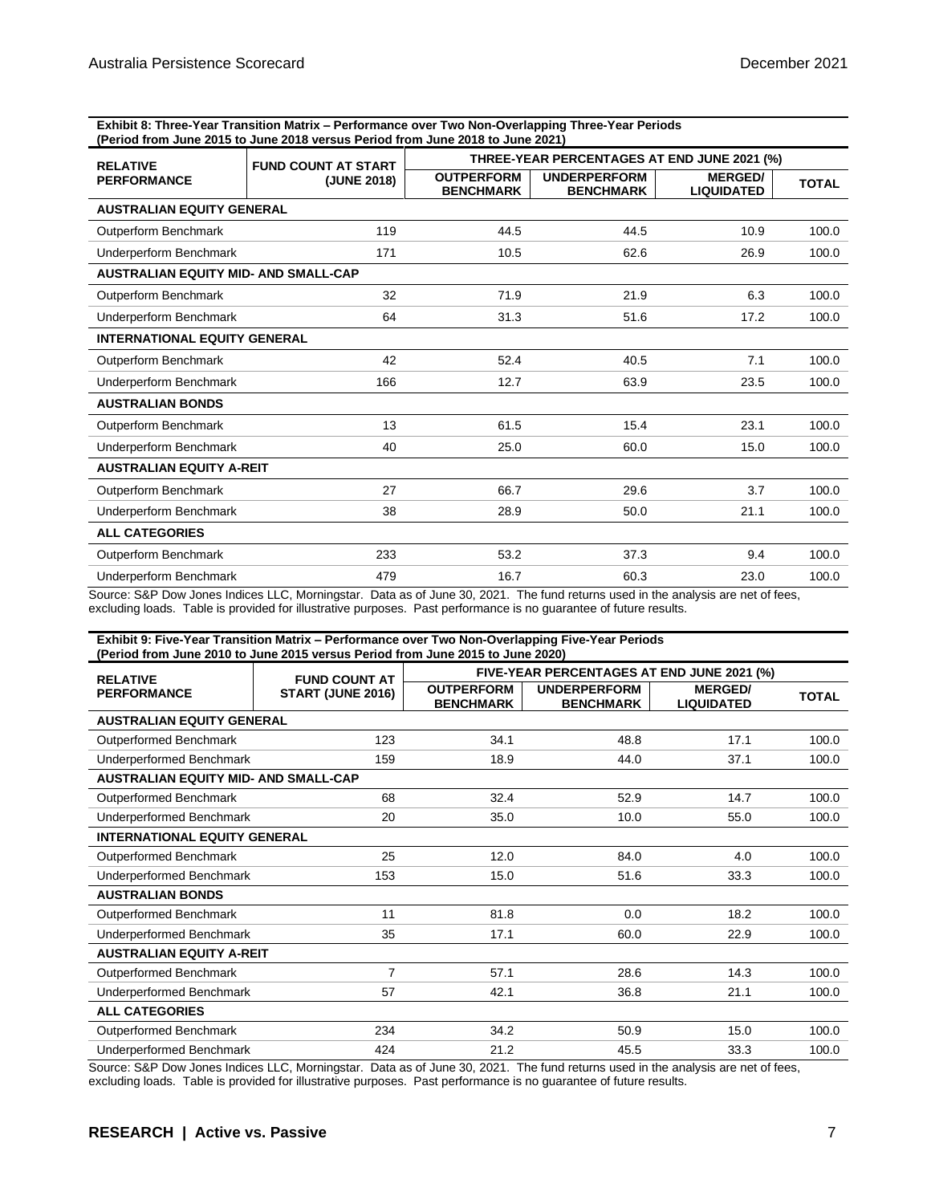**Exhibit 8: Three-Year Transition Matrix – Performance over Two Non-Overlapping Three-Year Periods (Period from June 2015 to June 2018 versus Period from June 2018 to June 2021)**

| RELATIVE PERFORMANCE | FUND COUNT AT START (JUNE 2018) | THREE-YEAR PERCENTAGES AT END JUNE 2021 (%) | | | |
|---|---|---|---|---|---|
| | | OUTPERFORM BENCHMARK | UNDERPERFORM BENCHMARK | MERGED/ LIQUIDATED | TOTAL |
| **AUSTRALIAN EQUITY GENERAL** | | | | | |
| Outperform Benchmark | 119 | 44.5 | 44.5 | 10.9 | 100.0 |
| Underperform Benchmark | 171 | 10.5 | 62.6 | 26.9 | 100.0 |
| **AUSTRALIAN EQUITY MID- AND SMALL-CAP** | | | | | |
| Outperform Benchmark | 32 | 71.9 | 21.9 | 6.3 | 100.0 |
| Underperform Benchmark | 64 | 31.3 | 51.6 | 17.2 | 100.0 |
| **INTERNATIONAL EQUITY GENERAL** | | | | | |
| Outperform Benchmark | 42 | 52.4 | 40.5 | 7.1 | 100.0 |
| Underperform Benchmark | 166 | 12.7 | 63.9 | 23.5 | 100.0 |
| **AUSTRALIAN BONDS** | | | | | |
| Outperform Benchmark | 13 | 61.5 | 15.4 | 23.1 | 100.0 |
| Underperform Benchmark | 40 | 25.0 | 60.0 | 15.0 | 100.0 |
| **AUSTRALIAN EQUITY A-REIT** | | | | | |
| Outperform Benchmark | 27 | 66.7 | 29.6 | 3.7 | 100.0 |
| Underperform Benchmark | 38 | 28.9 | 50.0 | 21.1 | 100.0 |
| **ALL CATEGORIES** | | | | | |
| Outperform Benchmark | 233 | 53.2 | 37.3 | 9.4 | 100.0 |
| Underperform Benchmark | 479 | 16.7 | 60.3 | 23.0 | 100.0 |

Source: S&P Dow Jones Indices LLC, Morningstar. Data as of June 30, 2021. The fund returns used in the analysis are net of fees, excluding loads. Table is provided for illustrative purposes. Past performance is no guarantee of future results.

**Exhibit 9: Five-Year Transition Matrix – Performance over Two Non-Overlapping Five-Year Periods (Period from June 2010 to June 2015 versus Period from June 2015 to June 2020)**

| RELATIVE PERFORMANCE | FUND COUNT AT START (JUNE 2016) | FIVE-YEAR PERCENTAGES AT END JUNE 2021 (%) | | | |
|---|---|---|---|---|---|
| | | OUTPERFORM BENCHMARK | UNDERPERFORM BENCHMARK | MERGED/ LIQUIDATED | TOTAL |
| **AUSTRALIAN EQUITY GENERAL** | | | | | |
| Outperformed Benchmark | 123 | 34.1 | 48.8 | 17.1 | 100.0 |
| Underperformed Benchmark | 159 | 18.9 | 44.0 | 37.1 | 100.0 |
| **AUSTRALIAN EQUITY MID- AND SMALL-CAP** | | | | | |
| Outperformed Benchmark | 68 | 32.4 | 52.9 | 14.7 | 100.0 |
| Underperformed Benchmark | 20 | 35.0 | 10.0 | 55.0 | 100.0 |
| **INTERNATIONAL EQUITY GENERAL** | | | | | |
| Outperformed Benchmark | 25 | 12.0 | 84.0 | 4.0 | 100.0 |
| Underperformed Benchmark | 153 | 15.0 | 51.6 | 33.3 | 100.0 |
| **AUSTRALIAN BONDS** | | | | | |
| Outperformed Benchmark | 11 | 81.8 | 0.0 | 18.2 | 100.0 |
| Underperformed Benchmark | 35 | 17.1 | 60.0 | 22.9 | 100.0 |
| **AUSTRALIAN EQUITY A-REIT** | | | | | |
| Outperformed Benchmark | 7 | 57.1 | 28.6 | 14.3 | 100.0 |
| Underperformed Benchmark | 57 | 42.1 | 36.8 | 21.1 | 100.0 |
| **ALL CATEGORIES** | | | | | |
| Outperformed Benchmark | 234 | 34.2 | 50.9 | 15.0 | 100.0 |
| Underperformed Benchmark | 424 | 21.2 | 45.5 | 33.3 | 100.0 |

Source: S&P Dow Jones Indices LLC, Morningstar. Data as of June 30, 2021. The fund returns used in the analysis are net of fees, excluding loads. Table is provided for illustrative purposes. Past performance is no guarantee of future results.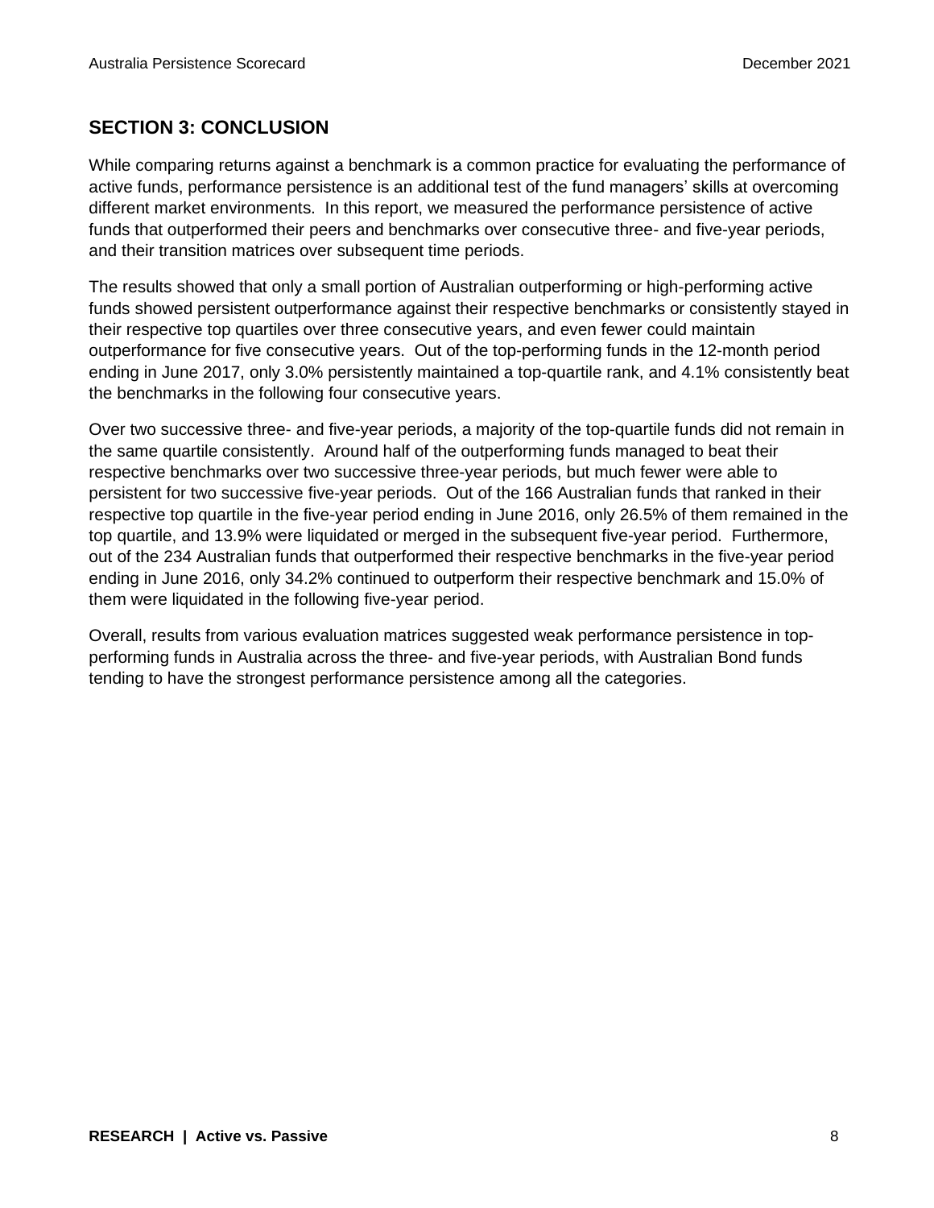## SECTION 3: CONCLUSION

While comparing returns against a benchmark is a common practice for evaluating the performance of active funds, performance persistence is an additional test of the fund managers' skills at overcoming different market environments. In this report, we measured the performance persistence of active funds that outperformed their peers and benchmarks over consecutive three- and five-year periods, and their transition matrices over subsequent time periods.

The results showed that only a small portion of Australian outperforming or high-performing active funds showed persistent outperformance against their respective benchmarks or consistently stayed in their respective top quartiles over three consecutive years, and even fewer could maintain outperformance for five consecutive years. Out of the top-performing funds in the 12-month period ending in June 2017, only 3.0% persistently maintained a top-quartile rank, and 4.1% consistently beat the benchmarks in the following four consecutive years.

Over two successive three- and five-year periods, a majority of the top-quartile funds did not remain in the same quartile consistently. Around half of the outperforming funds managed to beat their respective benchmarks over two successive three-year periods, but much fewer were able to persistent for two successive five-year periods. Out of the 166 Australian funds that ranked in their respective top quartile in the five-year period ending in June 2016, only 26.5% of them remained in the top quartile, and 13.9% were liquidated or merged in the subsequent five-year period. Furthermore, out of the 234 Australian funds that outperformed their respective benchmarks in the five-year period ending in June 2016, only 34.2% continued to outperform their respective benchmark and 15.0% of them were liquidated in the following five-year period.

Overall, results from various evaluation matrices suggested weak performance persistence in top-performing funds in Australia across the three- and five-year periods, with Australian Bond funds tending to have the strongest performance persistence among all the categories.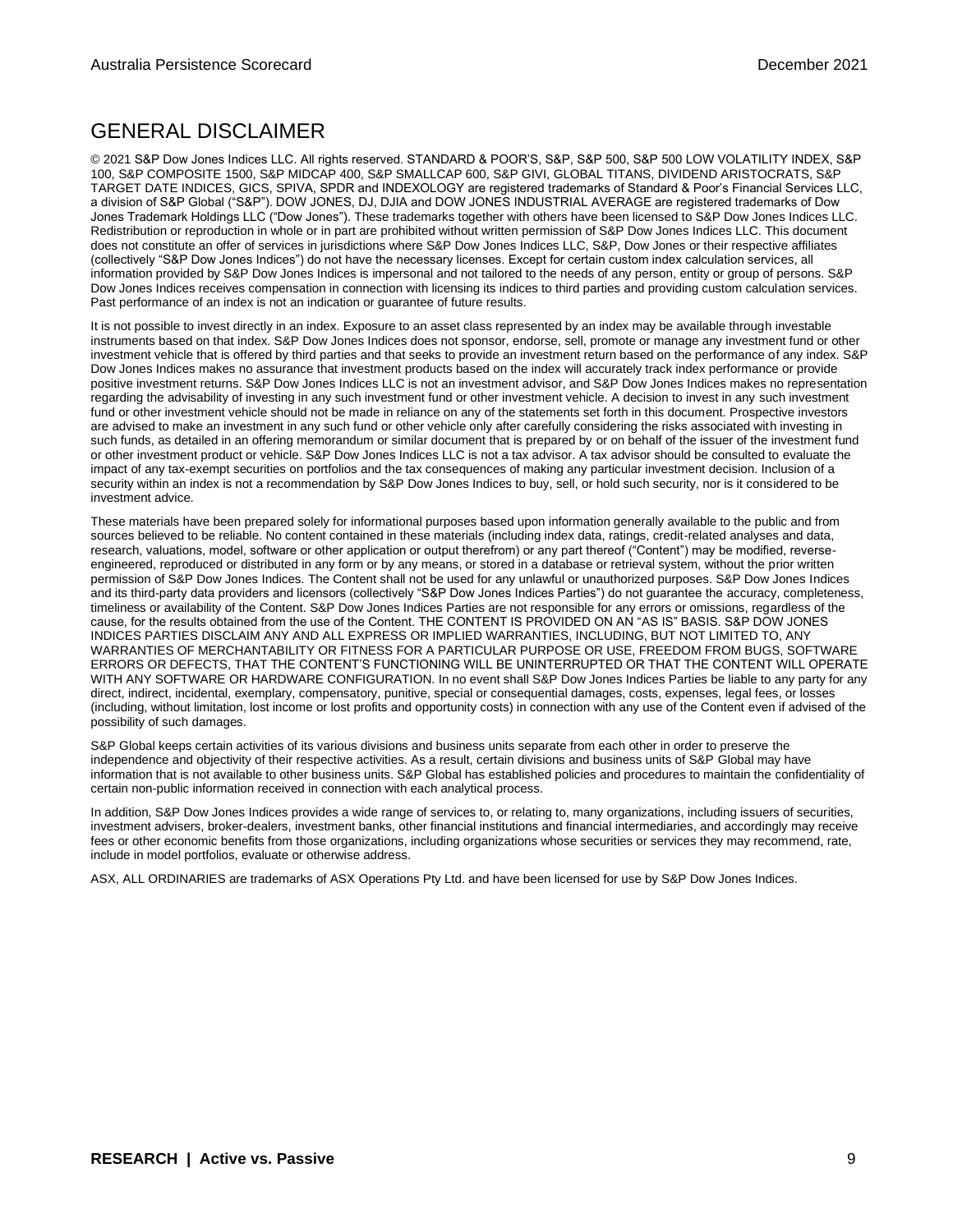## GENERAL DISCLAIMER

© 2021 S&P Dow Jones Indices LLC. All rights reserved. STANDARD & POOR'S, S&P, S&P 500, S&P 500 LOW VOLATILITY INDEX, S&P 100, S&P COMPOSITE 1500, S&P MIDCAP 400, S&P SMALLCAP 600, S&P GIVI, GLOBAL TITANS, DIVIDEND ARISTOCRATS, S&P TARGET DATE INDICES, GICS, SPIVA, SPDR and INDEXOLOGY are registered trademarks of Standard & Poor's Financial Services LLC, a division of S&P Global ("S&P"). DOW JONES, DJ, DJIA and DOW JONES INDUSTRIAL AVERAGE are registered trademarks of Dow Jones Trademark Holdings LLC ("Dow Jones"). These trademarks together with others have been licensed to S&P Dow Jones Indices LLC. Redistribution or reproduction in whole or in part are prohibited without written permission of S&P Dow Jones Indices LLC. This document does not constitute an offer of services in jurisdictions where S&P Dow Jones Indices LLC, S&P, Dow Jones or their respective affiliates (collectively "S&P Dow Jones Indices") do not have the necessary licenses. Except for certain custom index calculation services, all information provided by S&P Dow Jones Indices is impersonal and not tailored to the needs of any person, entity or group of persons. S&P Dow Jones Indices receives compensation in connection with licensing its indices to third parties and providing custom calculation services. Past performance of an index is not an indication or guarantee of future results.

It is not possible to invest directly in an index. Exposure to an asset class represented by an index may be available through investable instruments based on that index. S&P Dow Jones Indices does not sponsor, endorse, sell, promote or manage any investment fund or other investment vehicle that is offered by third parties and that seeks to provide an investment return based on the performance of any index. S&P Dow Jones Indices makes no assurance that investment products based on the index will accurately track index performance or provide positive investment returns. S&P Dow Jones Indices LLC is not an investment advisor, and S&P Dow Jones Indices makes no representation regarding the advisability of investing in any such investment fund or other investment vehicle. A decision to invest in any such investment fund or other investment vehicle should not be made in reliance on any of the statements set forth in this document. Prospective investors are advised to make an investment in any such fund or other vehicle only after carefully considering the risks associated with investing in such funds, as detailed in an offering memorandum or similar document that is prepared by or on behalf of the issuer of the investment fund or other investment product or vehicle. S&P Dow Jones Indices LLC is not a tax advisor. A tax advisor should be consulted to evaluate the impact of any tax-exempt securities on portfolios and the tax consequences of making any particular investment decision. Inclusion of a security within an index is not a recommendation by S&P Dow Jones Indices to buy, sell, or hold such security, nor is it considered to be investment advice.

These materials have been prepared solely for informational purposes based upon information generally available to the public and from sources believed to be reliable. No content contained in these materials (including index data, ratings, credit-related analyses and data, research, valuations, model, software or other application or output therefrom) or any part thereof ("Content") may be modified, reverse-engineered, reproduced or distributed in any form or by any means, or stored in a database or retrieval system, without the prior written permission of S&P Dow Jones Indices. The Content shall not be used for any unlawful or unauthorized purposes. S&P Dow Jones Indices and its third-party data providers and licensors (collectively "S&P Dow Jones Indices Parties") do not guarantee the accuracy, completeness, timeliness or availability of the Content. S&P Dow Jones Indices Parties are not responsible for any errors or omissions, regardless of the cause, for the results obtained from the use of the Content. THE CONTENT IS PROVIDED ON AN "AS IS" BASIS. S&P DOW JONES INDICES PARTIES DISCLAIM ANY AND ALL EXPRESS OR IMPLIED WARRANTIES, INCLUDING, BUT NOT LIMITED TO, ANY WARRANTIES OF MERCHANTABILITY OR FITNESS FOR A PARTICULAR PURPOSE OR USE, FREEDOM FROM BUGS, SOFTWARE ERRORS OR DEFECTS, THAT THE CONTENT'S FUNCTIONING WILL BE UNINTERRUPTED OR THAT THE CONTENT WILL OPERATE WITH ANY SOFTWARE OR HARDWARE CONFIGURATION. In no event shall S&P Dow Jones Indices Parties be liable to any party for any direct, indirect, incidental, exemplary, compensatory, punitive, special or consequential damages, costs, expenses, legal fees, or losses (including, without limitation, lost income or lost profits and opportunity costs) in connection with any use of the Content even if advised of the possibility of such damages.

S&P Global keeps certain activities of its various divisions and business units separate from each other in order to preserve the independence and objectivity of their respective activities. As a result, certain divisions and business units of S&P Global may have information that is not available to other business units. S&P Global has established policies and procedures to maintain the confidentiality of certain non-public information received in connection with each analytical process.

In addition, S&P Dow Jones Indices provides a wide range of services to, or relating to, many organizations, including issuers of securities, investment advisers, broker-dealers, investment banks, other financial institutions and financial intermediaries, and accordingly may receive fees or other economic benefits from those organizations, including organizations whose securities or services they may recommend, rate, include in model portfolios, evaluate or otherwise address.

ASX, ALL ORDINARIES are trademarks of ASX Operations Pty Ltd. and have been licensed for use by S&P Dow Jones Indices.